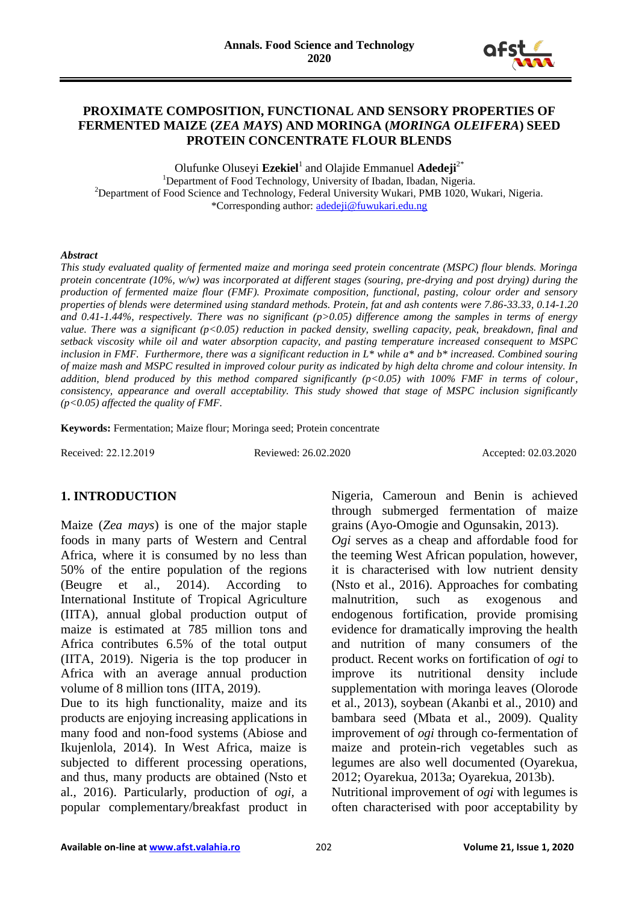# PROXIMATE COMPOSITION, FUNCTIONAL AND SENSORY PROPERTIES OF FERMENTED MAIZE (*ZEA MAYS*) AND MORINGA (*MORINGA OLEIFERA*) SEED PROTEIN CONCENTRATE FLOUR BLENDS

Olufunke Oluseyi **Ezekiel**[1] and Olajide Emmanuel **Adedeji**[2*]

[1]Department of Food Technology, University of Ibadan, Ibadan, Nigeria.
[2]Department of Food Science and Technology, Federal University Wukari, PMB 1020, Wukari, Nigeria.
*Corresponding author: adedeji@fuwukari.edu.ng

***Abstract***

*This study evaluated quality of fermented maize and moringa seed protein concentrate (MSPC) flour blends. Moringa protein concentrate (10%, w/w) was incorporated at different stages (souring, pre-drying and post drying) during the production of fermented maize flour (FMF). Proximate composition, functional, pasting, colour order and sensory properties of blends were determined using standard methods. Protein, fat and ash contents were 7.86-33.33, 0.14-1.20 and 0.41-1.44%, respectively. There was no significant (p>0.05) difference among the samples in terms of energy value. There was a significant (p<0.05) reduction in packed density, swelling capacity, peak, breakdown, final and setback viscosity while oil and water absorption capacity, and pasting temperature increased consequent to MSPC inclusion in FMF. Furthermore, there was a significant reduction in L* while a* and b* increased. Combined souring of maize mash and MSPC resulted in improved colour purity as indicated by high delta chrome and colour intensity. In addition, blend produced by this method compared significantly (p<0.05) with 100% FMF in terms of colour, consistency, appearance and overall acceptability. This study showed that stage of MSPC inclusion significantly (p<0.05) affected the quality of FMF.*

**Keywords:** Fermentation; Maize flour; Moringa seed; Protein concentrate

Received: 22.12.2019 Reviewed: 26.02.2020 Accepted: 02.03.2020

## 1. INTRODUCTION

Maize (*Zea mays*) is one of the major staple foods in many parts of Western and Central Africa, where it is consumed by no less than 50% of the entire population of the regions (Beugre et al., 2014). According to International Institute of Tropical Agriculture (IITA), annual global production output of maize is estimated at 785 million tons and Africa contributes 6.5% of the total output (IITA, 2019). Nigeria is the top producer in Africa with an average annual production volume of 8 million tons (IITA, 2019).

Due to its high functionality, maize and its products are enjoying increasing applications in many food and non-food systems (Abiose and Ikujenlola, 2014). In West Africa, maize is subjected to different processing operations, and thus, many products are obtained (Nsto et al., 2016). Particularly, production of *ogi*, a popular complementary/breakfast product in Nigeria, Cameroun and Benin is achieved through submerged fermentation of maize grains (Ayo-Omogie and Ogunsakin, 2013).

*Ogi* serves as a cheap and affordable food for the teeming West African population, however, it is characterised with low nutrient density (Nsto et al., 2016). Approaches for combating malnutrition, such as exogenous and endogenous fortification, provide promising evidence for dramatically improving the health and nutrition of many consumers of the product. Recent works on fortification of *ogi* to improve its nutritional density include supplementation with moringa leaves (Olorode et al., 2013), soybean (Akanbi et al., 2010) and bambara seed (Mbata et al., 2009). Quality improvement of *ogi* through co-fermentation of maize and protein-rich vegetables such as legumes are also well documented (Oyarekua, 2012; Oyarekua, 2013a; Oyarekua, 2013b).

Nutritional improvement of *ogi* with legumes is often characterised with poor acceptability by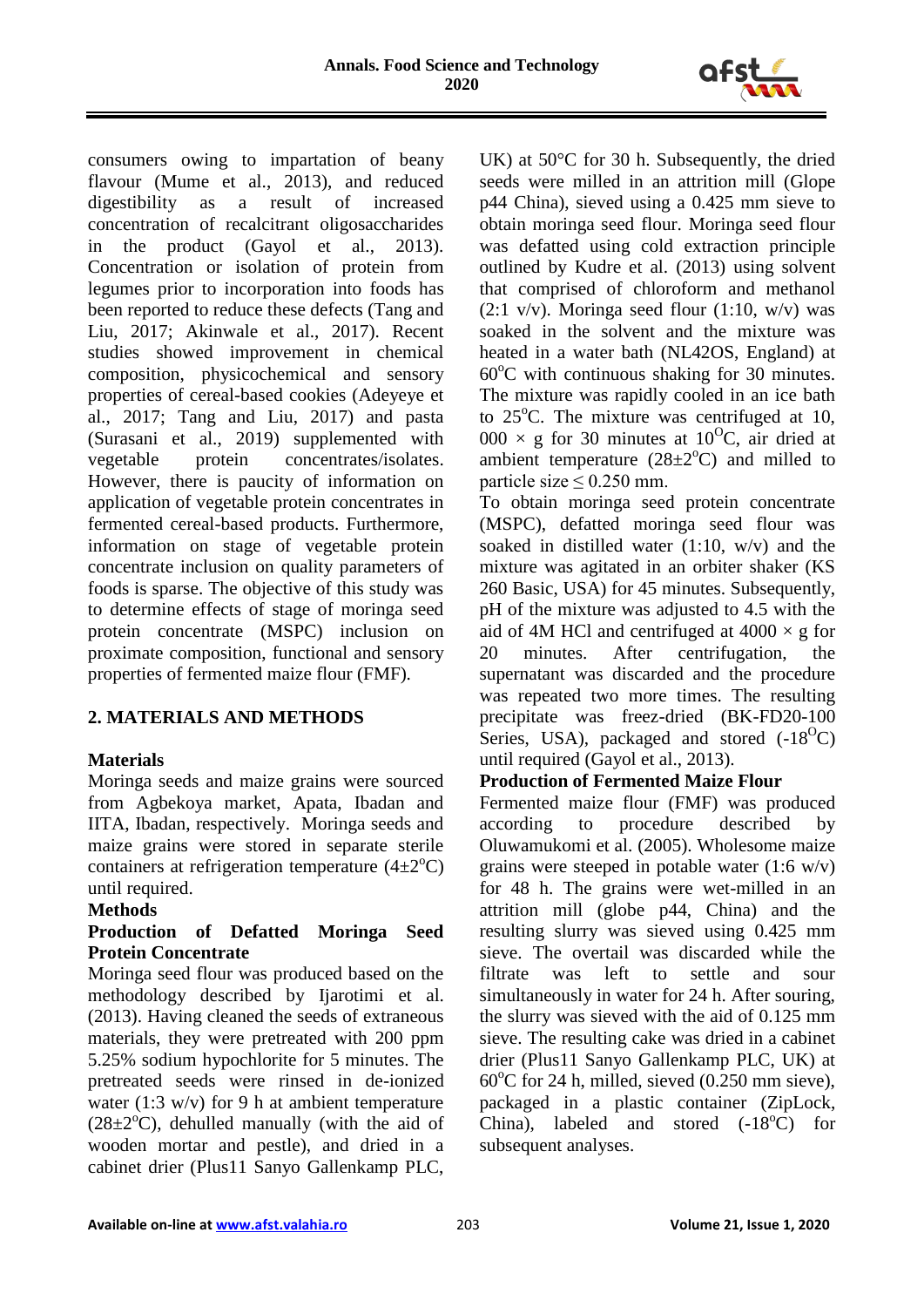consumers owing to impartation of beany flavour (Mume et al., 2013), and reduced digestibility as a result of increased concentration of recalcitrant oligosaccharides in the product (Gayol et al., 2013). Concentration or isolation of protein from legumes prior to incorporation into foods has been reported to reduce these defects (Tang and Liu, 2017; Akinwale et al., 2017). Recent studies showed improvement in chemical composition, physicochemical and sensory properties of cereal-based cookies (Adeyeye et al., 2017; Tang and Liu, 2017) and pasta (Surasani et al., 2019) supplemented with vegetable protein concentrates/isolates. However, there is paucity of information on application of vegetable protein concentrates in fermented cereal-based products. Furthermore, information on stage of vegetable protein concentrate inclusion on quality parameters of foods is sparse. The objective of this study was to determine effects of stage of moringa seed protein concentrate (MSPC) inclusion on proximate composition, functional and sensory properties of fermented maize flour (FMF).

## 2. MATERIALS AND METHODS

### Materials

Moringa seeds and maize grains were sourced from Agbekoya market, Apata, Ibadan and IITA, Ibadan, respectively. Moringa seeds and maize grains were stored in separate sterile containers at refrigeration temperature (4±2$^o$C) until required.

### Methods

#### Production of Defatted Moringa Seed Protein Concentrate

Moringa seed flour was produced based on the methodology described by Ijarotimi et al. (2013). Having cleaned the seeds of extraneous materials, they were pretreated with 200 ppm 5.25% sodium hypochlorite for 5 minutes. The pretreated seeds were rinsed in de-ionized water (1:3 w/v) for 9 h at ambient temperature (28±2$^o$C), dehulled manually (with the aid of wooden mortar and pestle), and dried in a cabinet drier (Plus11 Sanyo Gallenkamp PLC, UK) at 50°C for 30 h. Subsequently, the dried seeds were milled in an attrition mill (Glope p44 China), sieved using a 0.425 mm sieve to obtain moringa seed flour. Moringa seed flour was defatted using cold extraction principle outlined by Kudre et al. (2013) using solvent that comprised of chloroform and methanol (2:1 v/v). Moringa seed flour (1:10, w/v) was soaked in the solvent and the mixture was heated in a water bath (NL42OS, England) at 60$^o$C with continuous shaking for 30 minutes. The mixture was rapidly cooled in an ice bath to 25$^o$C. The mixture was centrifuged at 10, 000 × g for 30 minutes at 10$^O$C, air dried at ambient temperature (28±2$^o$C) and milled to particle size ≤ 0.250 mm.

To obtain moringa seed protein concentrate (MSPC), defatted moringa seed flour was soaked in distilled water (1:10, w/v) and the mixture was agitated in an orbiter shaker (KS 260 Basic, USA) for 45 minutes. Subsequently, pH of the mixture was adjusted to 4.5 with the aid of 4M HCl and centrifuged at 4000 × g for 20 minutes. After centrifugation, the supernatant was discarded and the procedure was repeated two more times. The resulting precipitate was freez-dried (BK-FD20-100 Series, USA), packaged and stored (-18$^O$C) until required (Gayol et al., 2013).

#### Production of Fermented Maize Flour

Fermented maize flour (FMF) was produced according to procedure described by Oluwamukomi et al. (2005). Wholesome maize grains were steeped in potable water (1:6 w/v) for 48 h. The grains were wet-milled in an attrition mill (globe p44, China) and the resulting slurry was sieved using 0.425 mm sieve. The overtail was discarded while the filtrate was left to settle and sour simultaneously in water for 24 h. After souring, the slurry was sieved with the aid of 0.125 mm sieve. The resulting cake was dried in a cabinet drier (Plus11 Sanyo Gallenkamp PLC, UK) at 60$^o$C for 24 h, milled, sieved (0.250 mm sieve), packaged in a plastic container (ZipLock, China), labeled and stored (-18$^o$C) for subsequent analyses.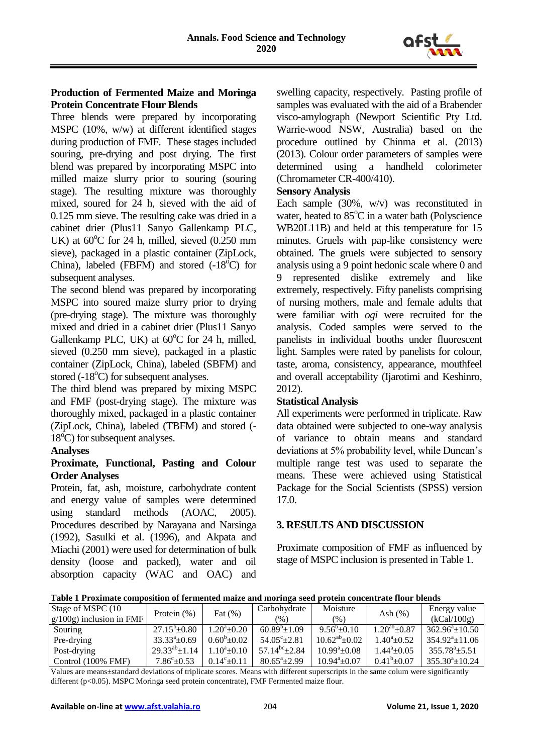### Production of Fermented Maize and Moringa Protein Concentrate Flour Blends

Three blends were prepared by incorporating MSPC (10%, w/w) at different identified stages during production of FMF. These stages included souring, pre-drying and post drying. The first blend was prepared by incorporating MSPC into milled maize slurry prior to souring (souring stage). The resulting mixture was thoroughly mixed, soured for 24 h, sieved with the aid of 0.125 mm sieve. The resulting cake was dried in a cabinet drier (Plus11 Sanyo Gallenkamp PLC, UK) at 60$^{o}$C for 24 h, milled, sieved (0.250 mm sieve), packaged in a plastic container (ZipLock, China), labeled (FBFM) and stored (-18$^{o}$C) for subsequent analyses.

The second blend was prepared by incorporating MSPC into soured maize slurry prior to drying (pre-drying stage). The mixture was thoroughly mixed and dried in a cabinet drier (Plus11 Sanyo Gallenkamp PLC, UK) at 60$^{o}$C for 24 h, milled, sieved (0.250 mm sieve), packaged in a plastic container (ZipLock, China), labeled (SBFM) and stored (-18$^{o}$C) for subsequent analyses.

The third blend was prepared by mixing MSPC and FMF (post-drying stage). The mixture was thoroughly mixed, packaged in a plastic container (ZipLock, China), labeled (TBFM) and stored (-18$^{o}$C) for subsequent analyses.

### Analyses

### Proximate, Functional, Pasting and Colour Order Analyses

Protein, fat, ash, moisture, carbohydrate content and energy value of samples were determined using standard methods (AOAC, 2005). Procedures described by Narayana and Narsinga (1992), Sasulki et al. (1996), and Akpata and Miachi (2001) were used for determination of bulk density (loose and packed), water and oil absorption capacity (WAC and OAC) and swelling capacity, respectively. Pasting profile of samples was evaluated with the aid of a Brabender visco-amylograph (Newport Scientific Pty Ltd. Warrie-wood NSW, Australia) based on the procedure outlined by Chinma et al. (2013) (2013). Colour order parameters of samples were determined using a handheld colorimeter (Chromameter CR-400/410).

### Sensory Analysis

Each sample (30%, w/v) was reconstituted in water, heated to 85$^{o}$C in a water bath (Polyscience WB20L11B) and held at this temperature for 15 minutes. Gruels with pap-like consistency were obtained. The gruels were subjected to sensory analysis using a 9 point hedonic scale where 0 and 9 represented dislike extremely and like extremely, respectively. Fifty panelists comprising of nursing mothers, male and female adults that were familiar with *ogi* were recruited for the analysis. Coded samples were served to the panelists in individual booths under fluorescent light. Samples were rated by panelists for colour, taste, aroma, consistency, appearance, mouthfeel and overall acceptability (Ijarotimi and Keshinro, 2012).

### Statistical Analysis

All experiments were performed in triplicate. Raw data obtained were subjected to one-way analysis of variance to obtain means and standard deviations at 5% probability level, while Duncan's multiple range test was used to separate the means. These were achieved using Statistical Package for the Social Scientists (SPSS) version 17.0.

## 3. RESULTS AND DISCUSSION

Proximate composition of FMF as influenced by stage of MSPC inclusion is presented in Table 1.

**Table 1 Proximate composition of fermented maize and moringa seed protein concentrate flour blends**

| Stage of MSPC (10 g/100g) inclusion in FMF | Protein (%) | Fat (%) | Carbohydrate (%) | Moisture (%) | Ash (%) | Energy value (kCal/100g) |
|---|---|---|---|---|---|---|
| Souring | $27.15^{b}\pm0.80$ | $1.20^{a}\pm0.20$ | $60.89^{b}\pm1.09$ | $9.56^{b}\pm0.10$ | $1.20^{ab}\pm0.87$ | $362.96^{a}\pm10.50$ |
| Pre-drying | $33.33^{a}\pm0.69$ | $0.60^{b}\pm0.02$ | $54.05^{c}\pm2.81$ | $10.62^{ab}\pm0.02$ | $1.40^{a}\pm0.52$ | $354.92^{a}\pm11.06$ |
| Post-drying | $29.33^{ab}\pm1.14$ | $1.10^{a}\pm0.10$ | $57.14^{bc}\pm2.84$ | $10.99^{a}\pm0.08$ | $1.44^{a}\pm0.05$ | $355.78^{a}\pm5.51$ |
| Control (100% FMF) | $7.86^{c}\pm0.53$ | $0.14^{c}\pm0.11$ | $80.65^{a}\pm2.99$ | $10.94^{a}\pm0.07$ | $0.41^{b}\pm0.07$ | $355.30^{a}\pm10.24$ |

Values are means±standard deviations of triplicate scores. Means with different superscripts in the same colum were significantly different (p<0.05). MSPC Moringa seed protein concentrate), FMF Fermented maize flour.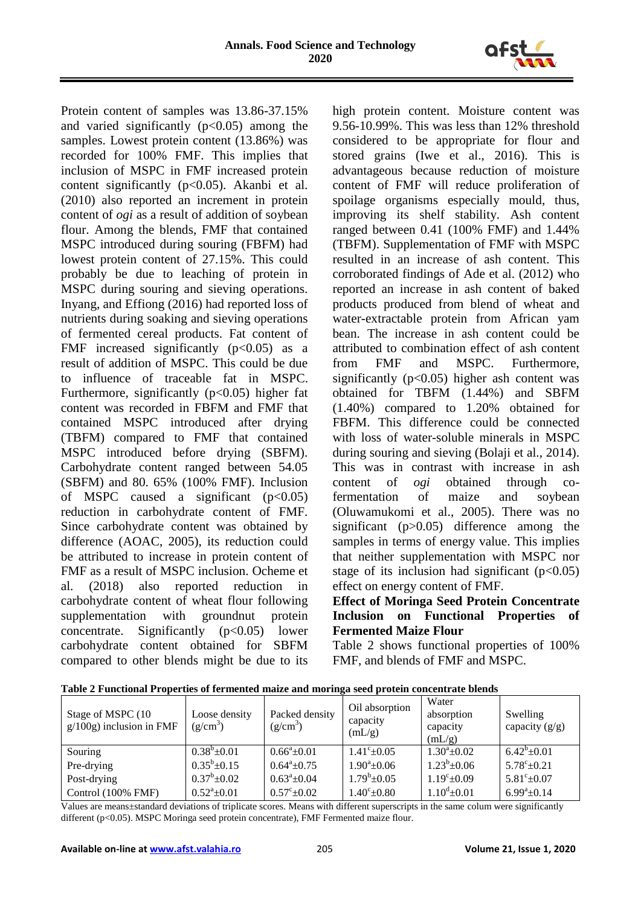Protein content of samples was 13.86-37.15% and varied significantly ($p<0.05$) among the samples. Lowest protein content (13.86%) was recorded for 100% FMF. This implies that inclusion of MSPC in FMF increased protein content significantly ($p<0.05$). Akanbi et al. (2010) also reported an increment in protein content of *ogi* as a result of addition of soybean flour. Among the blends, FMF that contained MSPC introduced during souring (FBFM) had lowest protein content of 27.15%. This could probably be due to leaching of protein in MSPC during souring and sieving operations. Inyang, and Effiong (2016) had reported loss of nutrients during soaking and sieving operations of fermented cereal products. Fat content of FMF increased significantly ($p<0.05$) as a result of addition of MSPC. This could be due to influence of traceable fat in MSPC. Furthermore, significantly ($p<0.05$) higher fat content was recorded in FBFM and FMF that contained MSPC introduced after drying (TBFM) compared to FMF that contained MSPC introduced before drying (SBFM). Carbohydrate content ranged between 54.05 (SBFM) and 80. 65% (100% FMF). Inclusion of MSPC caused a significant ($p<0.05$) reduction in carbohydrate content of FMF. Since carbohydrate content was obtained by difference (AOAC, 2005), its reduction could be attributed to increase in protein content of FMF as a result of MSPC inclusion. Ocheme et al. (2018) also reported reduction in carbohydrate content of wheat flour following supplementation with groundnut protein concentrate. Significantly ($p<0.05$) lower carbohydrate content obtained for SBFM compared to other blends might be due to its high protein content. Moisture content was 9.56-10.99%. This was less than 12% threshold considered to be appropriate for flour and stored grains (Iwe et al., 2016). This is advantageous because reduction of moisture content of FMF will reduce proliferation of spoilage organisms especially mould, thus, improving its shelf stability. Ash content ranged between 0.41 (100% FMF) and 1.44% (TBFM). Supplementation of FMF with MSPC resulted in an increase of ash content. This corroborated findings of Ade et al. (2012) who reported an increase in ash content of baked products produced from blend of wheat and water-extractable protein from African yam bean. The increase in ash content could be attributed to combination effect of ash content from FMF and MSPC. Furthermore, significantly ($p<0.05$) higher ash content was obtained for TBFM (1.44%) and SBFM (1.40%) compared to 1.20% obtained for FBFM. This difference could be connected with loss of water-soluble minerals in MSPC during souring and sieving (Bolaji et al., 2014). This was in contrast with increase in ash content of *ogi* obtained through co-fermentation of maize and soybean (Oluwamukomi et al., 2005). There was no significant ($p>0.05$) difference among the samples in terms of energy value. This implies that neither supplementation with MSPC nor stage of its inclusion had significant ($p<0.05$) effect on energy content of FMF.

**Effect of Moringa Seed Protein Concentrate Inclusion on Functional Properties of Fermented Maize Flour**

Table 2 shows functional properties of 100% FMF, and blends of FMF and MSPC.

**Table 2 Functional Properties of fermented maize and moringa seed protein concentrate blends**

| Stage of MSPC (10 g/100g) inclusion in FMF | Loose density ($g/cm^3$) | Packed density ($g/cm^3$) | Oil absorption capacity (mL/g) | Water absorption capacity (mL/g) | Swelling capacity (g/g) |
|---|---|---|---|---|---|
| Souring | $0.38^b\pm0.01$ | $0.66^a\pm0.01$ | $1.41^c\pm0.05$ | $1.30^a\pm0.02$ | $6.42^b\pm0.01$ |
| Pre-drying | $0.35^b\pm0.15$ | $0.64^a\pm0.75$ | $1.90^a\pm0.06$ | $1.23^b\pm0.06$ | $5.78^c\pm0.21$ |
| Post-drying | $0.37^b\pm0.02$ | $0.63^a\pm0.04$ | $1.79^b\pm0.05$ | $1.19^c\pm0.09$ | $5.81^c\pm0.07$ |
| Control (100% FMF) | $0.52^a\pm0.01$ | $0.57^c\pm0.02$ | $1.40^c\pm0.80$ | $1.10^d\pm0.01$ | $6.99^a\pm0.14$ |

Values are means±standard deviations of triplicate scores. Means with different superscripts in the same colum were significantly different ($p<0.05$). MSPC Moringa seed protein concentrate), FMF Fermented maize flour.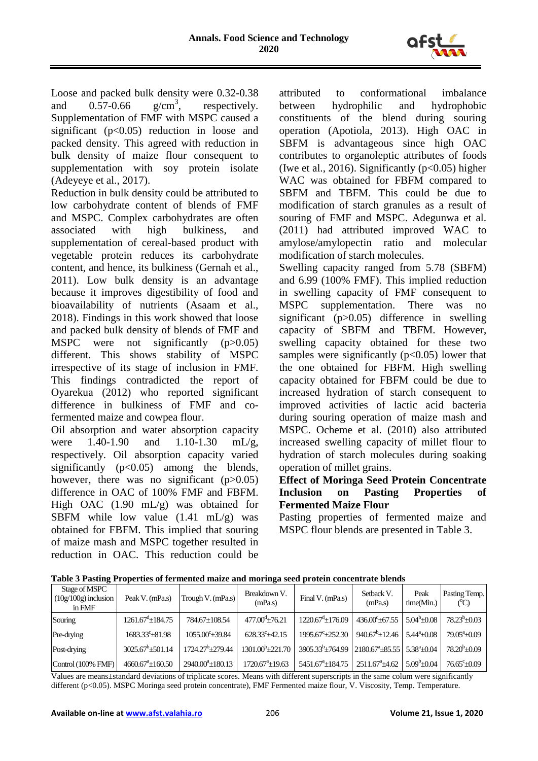Loose and packed bulk density were 0.32-0.38 and 0.57-0.66 $g/cm^3$, respectively. Supplementation of FMF with MSPC caused a significant ($p<0.05$) reduction in loose and packed density. This agreed with reduction in bulk density of maize flour consequent to supplementation with soy protein isolate (Adeyeye et al., 2017).

Reduction in bulk density could be attributed to low carbohydrate content of blends of FMF and MSPC. Complex carbohydrates are often associated with high bulkiness, and supplementation of cereal-based product with vegetable protein reduces its carbohydrate content, and hence, its bulkiness (Gernah et al., 2011). Low bulk density is an advantage because it improves digestibility of food and bioavailability of nutrients (Asaam et al., 2018). Findings in this work showed that loose and packed bulk density of blends of FMF and MSPC were not significantly ($p>0.05$) different. This shows stability of MSPC irrespective of its stage of inclusion in FMF. This findings contradicted the report of Oyarekua (2012) who reported significant difference in bulkiness of FMF and co-fermented maize and cowpea flour.

Oil absorption and water absorption capacity were 1.40-1.90 and 1.10-1.30 mL/g, respectively. Oil absorption capacity varied significantly ($p<0.05$) among the blends, however, there was no significant ($p>0.05$) difference in OAC of 100% FMF and FBFM. High OAC (1.90 mL/g) was obtained for SBFM while low value (1.41 mL/g) was obtained for FBFM. This implied that souring of maize mash and MSPC together resulted in reduction in OAC. This reduction could be attributed to conformational imbalance between hydrophilic and hydrophobic constituents of the blend during souring operation (Apotiola, 2013). High OAC in SBFM is advantageous since high OAC contributes to organoleptic attributes of foods (Iwe et al., 2016). Significantly ($p<0.05$) higher WAC was obtained for FBFM compared to SBFM and TBFM. This could be due to modification of starch granules as a result of souring of FMF and MSPC. Adegunwa et al. (2011) had attributed improved WAC to amylose/amylopectin ratio and molecular modification of starch molecules.

Swelling capacity ranged from 5.78 (SBFM) and 6.99 (100% FMF). This implied reduction in swelling capacity of FMF consequent to MSPC supplementation. There was no significant ($p>0.05$) difference in swelling capacity of SBFM and TBFM. However, swelling capacity obtained for these two samples were significantly ($p<0.05$) lower that the one obtained for FBFM. High swelling capacity obtained for FBFM could be due to increased hydration of starch consequent to improved activities of lactic acid bacteria during souring operation of maize mash and MSPC. Ocheme et al. (2010) also attributed increased swelling capacity of millet flour to hydration of starch molecules during soaking operation of millet grains.

**Effect of Moringa Seed Protein Concentrate Inclusion on Pasting Properties of Fermented Maize Flour**

Pasting properties of fermented maize and MSPC flour blends are presented in Table 3.

**Table 3 Pasting Properties of fermented maize and moringa seed protein concentrate blends**

| Stage of MSPC (10g/100g) inclusion in FMF | Peak V. (mPa.s) | Trough V. (mPa.s) | Breakdown V. (mPa.s) | Final V. (mPa.s) | Setback V. (mPa.s) | Peak time(Min.) | Pasting Temp. (°C) |
|---|---|---|---|---|---|---|---|
| Souring | $1261.67^d \pm 184.75$ | $784.67 \pm 108.54$ | $477.00^d \pm 76.21$ | $1220.67^d \pm 176.09$ | $436.00^c \pm 67.55$ | $5.04^b \pm 0.08$ | $78.23^b \pm 0.03$ |
| Pre-drying | $1683.33^c \pm 81.98$ | $1055.00^c \pm 39.84$ | $628.33^c \pm 42.15$ | $1995.67^c \pm 252.30$ | $940.67^b \pm 12.46$ | $5.44^a \pm 0.08$ | $79.05^a \pm 0.09$ |
| Post-drying | $3025.67^b \pm 501.14$ | $1724.27^b \pm 279.44$ | $1301.00^b \pm 221.70$ | $3905.33^b \pm 764.99$ | $2180.67^a \pm 85.55$ | $5.38^a \pm 0.04$ | $78.20^b \pm 0.09$ |
| Control (100% FMF) | $4660.67^a \pm 160.50$ | $2940.00^a \pm 180.13$ | $1720.67^a \pm 19.63$ | $5451.67^a \pm 184.75$ | $2511.67^a \pm 4.62$ | $5.09^b \pm 0.04$ | $76.65^c \pm 0.09$ |

Values are means±standard deviations of triplicate scores. Means with different superscripts in the same colum were significantly different ($p<0.05$). MSPC Moringa seed protein concentrate), FMF Fermented maize flour, V. Viscosity, Temp. Temperature.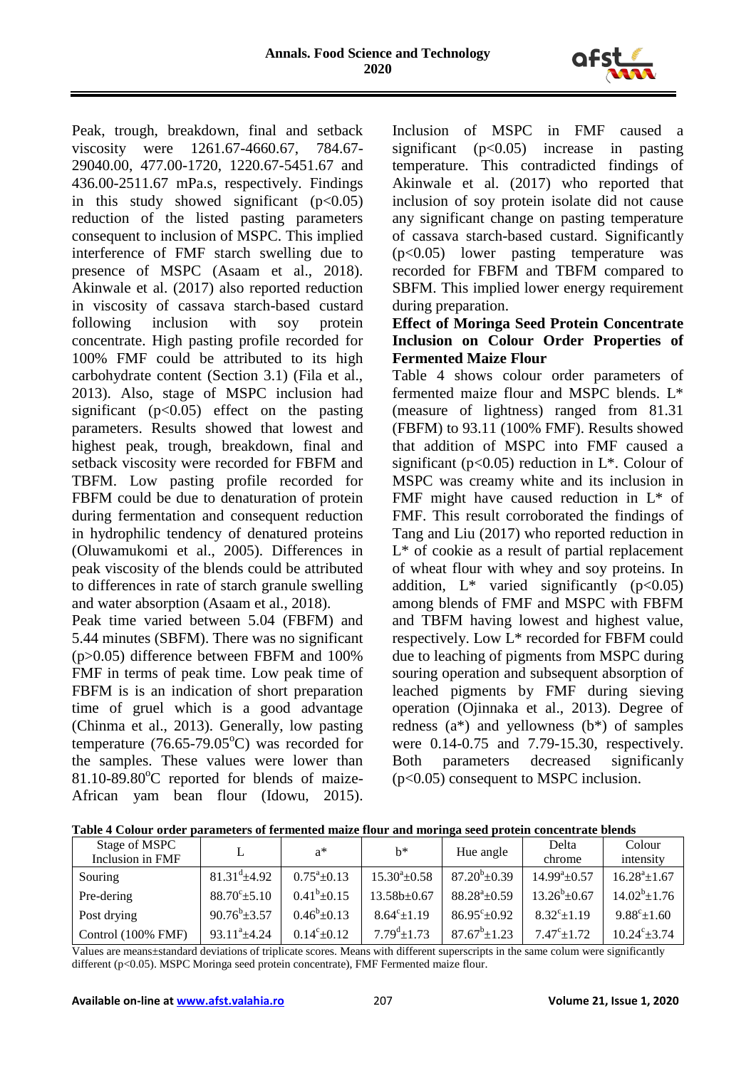Peak, trough, breakdown, final and setback viscosity were 1261.67-4660.67, 784.67-29040.00, 477.00-1720, 1220.67-5451.67 and 436.00-2511.67 mPa.s, respectively. Findings in this study showed significant ($p<0.05$) reduction of the listed pasting parameters consequent to inclusion of MSPC. This implied interference of FMF starch swelling due to presence of MSPC (Asaam et al., 2018). Akinwale et al. (2017) also reported reduction in viscosity of cassava starch-based custard following inclusion with soy protein concentrate. High pasting profile recorded for 100% FMF could be attributed to its high carbohydrate content (Section 3.1) (Fila et al., 2013). Also, stage of MSPC inclusion had significant ($p<0.05$) effect on the pasting parameters. Results showed that lowest and highest peak, trough, breakdown, final and setback viscosity were recorded for FBFM and TBFM. Low pasting profile recorded for FBFM could be due to denaturation of protein during fermentation and consequent reduction in hydrophilic tendency of denatured proteins (Oluwamukomi et al., 2005). Differences in peak viscosity of the blends could be attributed to differences in rate of starch granule swelling and water absorption (Asaam et al., 2018).

Peak time varied between 5.04 (FBFM) and 5.44 minutes (SBFM). There was no significant ($p>0.05$) difference between FBFM and 100% FMF in terms of peak time. Low peak time of FBFM is is an indication of short preparation time of gruel which is a good advantage (Chinma et al., 2013). Generally, low pasting temperature (76.65-79.05°C) was recorded for the samples. These values were lower than 81.10-89.80°C reported for blends of maize-African yam bean flour (Idowu, 2015). Inclusion of MSPC in FMF caused a significant ($p<0.05$) increase in pasting temperature. This contradicted findings of Akinwale et al. (2017) who reported that inclusion of soy protein isolate did not cause any significant change on pasting temperature of cassava starch-based custard. Significantly ($p<0.05$) lower pasting temperature was recorded for FBFM and TBFM compared to SBFM. This implied lower energy requirement during preparation.

**Effect of Moringa Seed Protein Concentrate Inclusion on Colour Order Properties of Fermented Maize Flour**

Table 4 shows colour order parameters of fermented maize flour and MSPC blends. L* (measure of lightness) ranged from 81.31 (FBFM) to 93.11 (100% FMF). Results showed that addition of MSPC into FMF caused a significant ($p<0.05$) reduction in L*. Colour of MSPC was creamy white and its inclusion in FMF might have caused reduction in L* of FMF. This result corroborated the findings of Tang and Liu (2017) who reported reduction in L* of cookie as a result of partial replacement of wheat flour with whey and soy proteins. In addition, L* varied significantly ($p<0.05$) among blends of FMF and MSPC with FBFM and TBFM having lowest and highest value, respectively. Low L* recorded for FBFM could due to leaching of pigments from MSPC during souring operation and subsequent absorption of leached pigments by FMF during sieving operation (Ojinnaka et al., 2013). Degree of redness (a*) and yellowness (b*) of samples were 0.14-0.75 and 7.79-15.30, respectively. Both parameters decreased significanly ($p<0.05$) consequent to MSPC inclusion.

**Table 4 Colour order parameters of fermented maize flour and moringa seed protein concentrate blends**

| Stage of MSPC Inclusion in FMF | L | a* | b* | Hue angle | Delta chrome | Colour intensity |
|---|---|---|---|---|---|---|
| Souring | $81.31^{d}\pm4.92$ | $0.75^{a}\pm0.13$ | $15.30^{a}\pm0.58$ | $87.20^{b}\pm0.39$ | $14.99^{a}\pm0.57$ | $16.28^{a}\pm1.67$ |
| Pre-dering | $88.70^{c}\pm5.10$ | $0.41^{b}\pm0.15$ | 13.58b±0.67 | $88.28^{a}\pm0.59$ | $13.26^{b}\pm0.67$ | $14.02^{b}\pm1.76$ |
| Post drying | $90.76^{b}\pm3.57$ | $0.46^{b}\pm0.13$ | $8.64^{c}\pm1.19$ | $86.95^{c}\pm0.92$ | $8.32^{c}\pm1.19$ | $9.88^{c}\pm1.60$ |
| Control (100% FMF) | $93.11^{a}\pm4.24$ | $0.14^{c}\pm0.12$ | $7.79^{d}\pm1.73$ | $87.67^{b}\pm1.23$ | $7.47^{c}\pm1.72$ | $10.24^{c}\pm3.74$ |

Values are means±standard deviations of triplicate scores. Means with different superscripts in the same colum were significantly different ($p<0.05$). MSPC Moringa seed protein concentrate), FMF Fermented maize flour.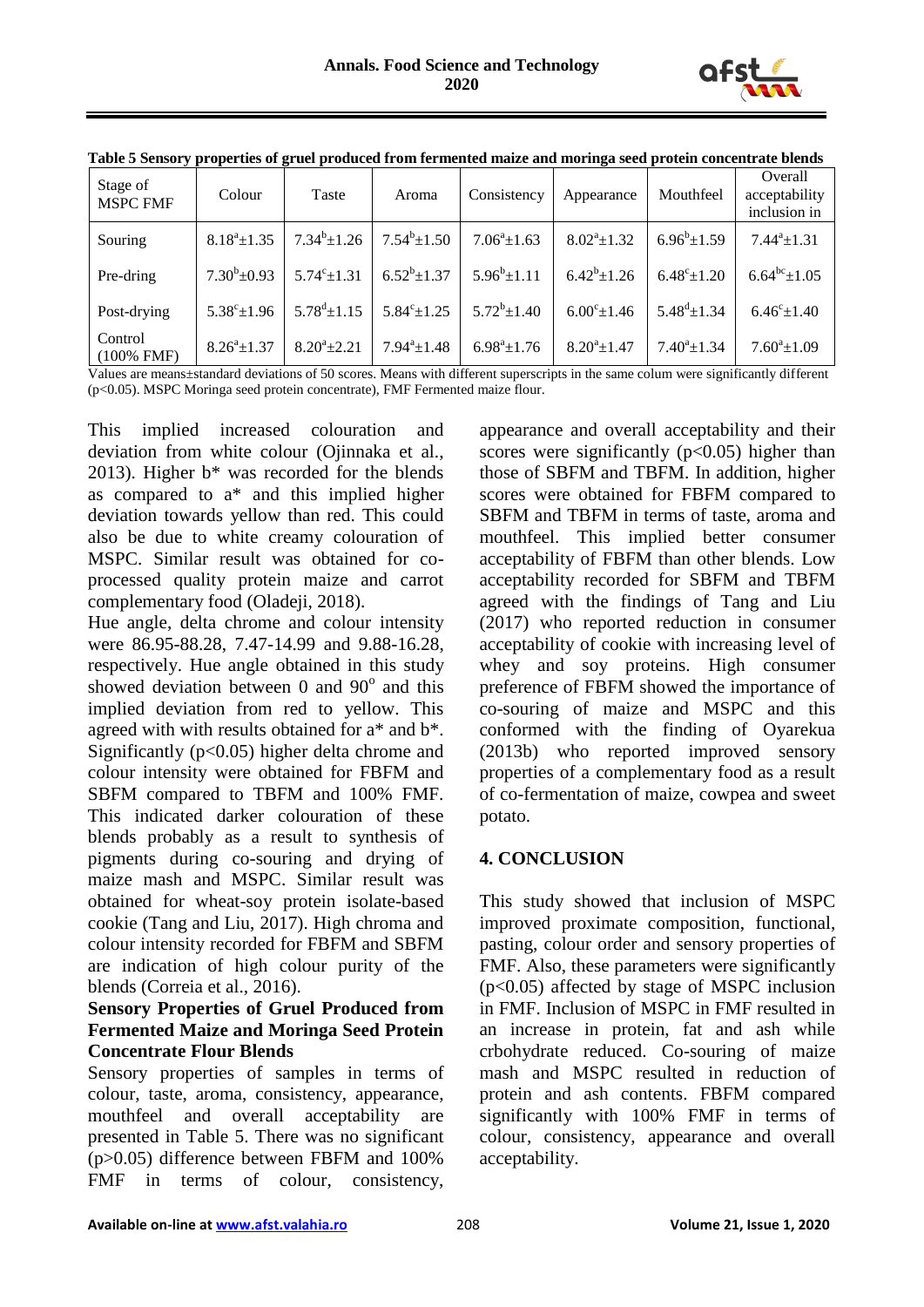**Table 5 Sensory properties of gruel produced from fermented maize and moringa seed protein concentrate blends**

| Stage of MSPC FMF | Colour | Taste | Aroma | Consistency | Appearance | Mouthfeel | Overall acceptability inclusion in |
|---|---|---|---|---|---|---|---|
| Souring | $8.18^{a}$±1.35 | $7.34^{b}$±1.26 | $7.54^{b}$±1.50 | $7.06^{a}$±1.63 | $8.02^{a}$±1.32 | $6.96^{b}$±1.59 | $7.44^{a}$±1.31 |
| Pre-dring | $7.30^{b}$±0.93 | $5.74^{c}$±1.31 | $6.52^{b}$±1.37 | $5.96^{b}$±1.11 | $6.42^{b}$±1.26 | $6.48^{c}$±1.20 | $6.64^{bc}$±1.05 |
| Post-drying | $5.38^{c}$±1.96 | $5.78^{d}$±1.15 | $5.84^{c}$±1.25 | $5.72^{b}$±1.40 | $6.00^{c}$±1.46 | $5.48^{d}$±1.34 | $6.46^{c}$±1.40 |
| Control (100% FMF) | $8.26^{a}$±1.37 | $8.20^{a}$±2.21 | $7.94^{a}$±1.48 | $6.98^{a}$±1.76 | $8.20^{a}$±1.47 | $7.40^{a}$±1.34 | $7.60^{a}$±1.09 |

Values are means±standard deviations of 50 scores. Means with different superscripts in the same colum were significantly different ($p<0.05$). MSPC Moringa seed protein concentrate), FMF Fermented maize flour.

This implied increased colouration and deviation from white colour (Ojinnaka et al., 2013). Higher b* was recorded for the blends as compared to a* and this implied higher deviation towards yellow than red. This could also be due to white creamy colouration of MSPC. Similar result was obtained for co-processed quality protein maize and carrot complementary food (Oladeji, 2018).

Hue angle, delta chrome and colour intensity were 86.95-88.28, 7.47-14.99 and 9.88-16.28, respectively. Hue angle obtained in this study showed deviation between 0 and $90^{o}$ and this implied deviation from red to yellow. This agreed with with results obtained for a* and b*. Significantly ($p<0.05$) higher delta chrome and colour intensity were obtained for FBFM and SBFM compared to TBFM and 100% FMF. This indicated darker colouration of these blends probably as a result to synthesis of pigments during co-souring and drying of maize mash and MSPC. Similar result was obtained for wheat-soy protein isolate-based cookie (Tang and Liu, 2017). High chroma and colour intensity recorded for FBFM and SBFM are indication of high colour purity of the blends (Correia et al., 2016).

**Sensory Properties of Gruel Produced from Fermented Maize and Moringa Seed Protein Concentrate Flour Blends**

Sensory properties of samples in terms of colour, taste, aroma, consistency, appearance, mouthfeel and overall acceptability are presented in Table 5. There was no significant ($p>0.05$) difference between FBFM and 100% FMF in terms of colour, consistency, appearance and overall acceptability and their scores were significantly ($p<0.05$) higher than those of SBFM and TBFM. In addition, higher scores were obtained for FBFM compared to SBFM and TBFM in terms of taste, aroma and mouthfeel. This implied better consumer acceptability of FBFM than other blends. Low acceptability recorded for SBFM and TBFM agreed with the findings of Tang and Liu (2017) who reported reduction in consumer acceptability of cookie with increasing level of whey and soy proteins. High consumer preference of FBFM showed the importance of co-souring of maize and MSPC and this conformed with the finding of Oyarekua (2013b) who reported improved sensory properties of a complementary food as a result of co-fermentation of maize, cowpea and sweet potato.

## 4. CONCLUSION

This study showed that inclusion of MSPC improved proximate composition, functional, pasting, colour order and sensory properties of FMF. Also, these parameters were significantly ($p<0.05$) affected by stage of MSPC inclusion in FMF. Inclusion of MSPC in FMF resulted in an increase in protein, fat and ash while crbohydrate reduced. Co-souring of maize mash and MSPC resulted in reduction of protein and ash contents. FBFM compared significantly with 100% FMF in terms of colour, consistency, appearance and overall acceptability.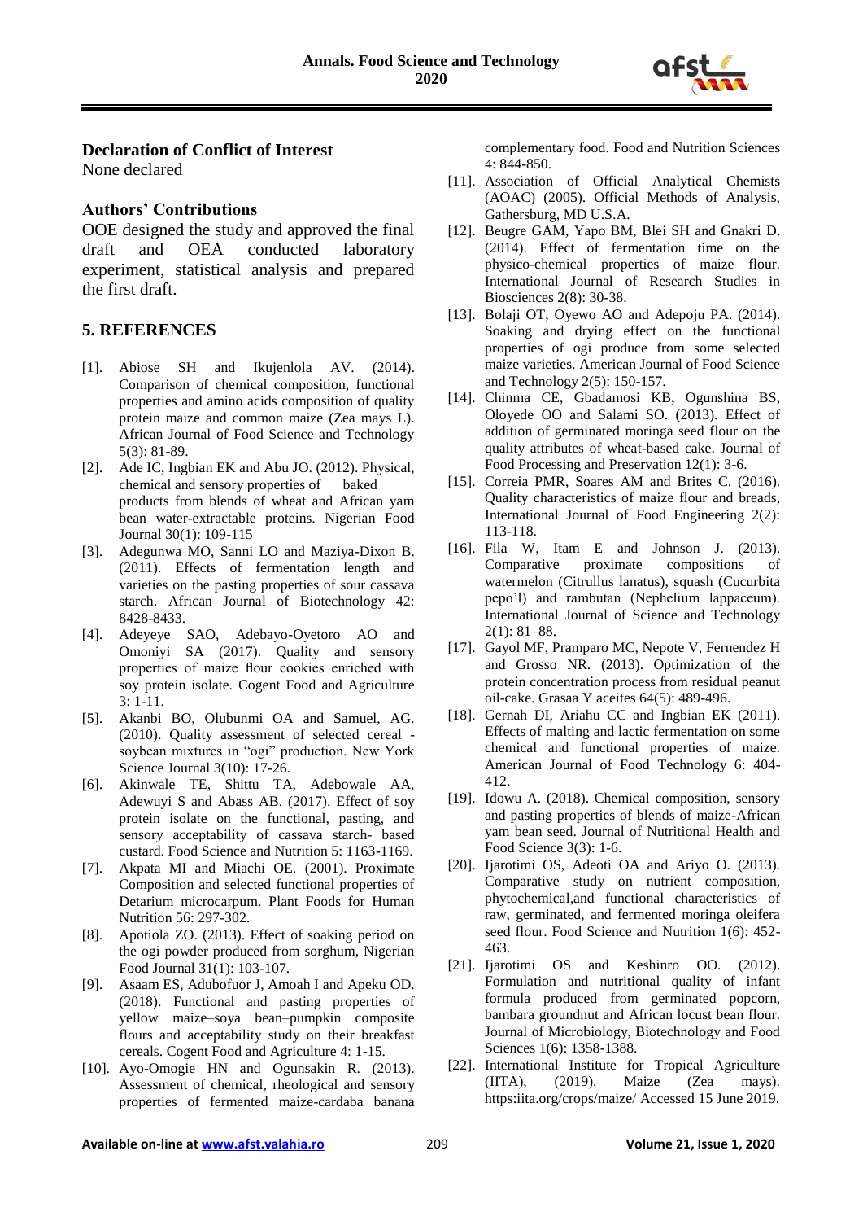### Declaration of Conflict of Interest

None declared

### Authors' Contributions

OOE designed the study and approved the final draft and OEA conducted laboratory experiment, statistical analysis and prepared the first draft.

## 5. REFERENCES

[1]. Abiose SH and Ikujenlola AV. (2014). Comparison of chemical composition, functional properties and amino acids composition of quality protein maize and common maize (Zea mays L). African Journal of Food Science and Technology 5(3): 81-89.

[2]. Ade IC, Ingbian EK and Abu JO. (2012). Physical, chemical and sensory properties of baked products from blends of wheat and African yam bean water-extractable proteins. Nigerian Food Journal 30(1): 109-115

[3]. Adegunwa MO, Sanni LO and Maziya-Dixon B. (2011). Effects of fermentation length and varieties on the pasting properties of sour cassava starch. African Journal of Biotechnology 42: 8428-8433.

[4]. Adeyeye SAO, Adebayo-Oyetoro AO and Omoniyi SA (2017). Quality and sensory properties of maize flour cookies enriched with soy protein isolate. Cogent Food and Agriculture 3: 1-11.

[5]. Akanbi BO, Olubunmi OA and Samuel, AG. (2010). Quality assessment of selected cereal - soybean mixtures in "ogi" production. New York Science Journal 3(10): 17-26.

[6]. Akinwale TE, Shittu TA, Adebowale AA, Adewuyi S and Abass AB. (2017). Effect of soy protein isolate on the functional, pasting, and sensory acceptability of cassava starch- based custard. Food Science and Nutrition 5: 1163-1169.

[7]. Akpata MI and Miachi OE. (2001). Proximate Composition and selected functional properties of Detarium microcarpum. Plant Foods for Human Nutrition 56: 297-302.

[8]. Apotiola ZO. (2013). Effect of soaking period on the ogi powder produced from sorghum, Nigerian Food Journal 31(1): 103-107.

[9]. Asaam ES, Adubofuor J, Amoah I and Apeku OD. (2018). Functional and pasting properties of yellow maize–soya bean–pumpkin composite flours and acceptability study on their breakfast cereals. Cogent Food and Agriculture 4: 1-15.

[10]. Ayo-Omogie HN and Ogunsakin R. (2013). Assessment of chemical, rheological and sensory properties of fermented maize-cardaba banana complementary food. Food and Nutrition Sciences 4: 844-850.

[11]. Association of Official Analytical Chemists (AOAC) (2005). Official Methods of Analysis, Gathersburg, MD U.S.A.

[12]. Beugre GAM, Yapo BM, Blei SH and Gnakri D. (2014). Effect of fermentation time on the physico-chemical properties of maize flour. International Journal of Research Studies in Biosciences 2(8): 30-38.

[13]. Bolaji OT, Oyewo AO and Adepoju PA. (2014). Soaking and drying effect on the functional properties of ogi produce from some selected maize varieties. American Journal of Food Science and Technology 2(5): 150-157.

[14]. Chinma CE, Gbadamosi KB, Ogunshina BS, Oloyede OO and Salami SO. (2013). Effect of addition of germinated moringa seed flour on the quality attributes of wheat-based cake. Journal of Food Processing and Preservation 12(1): 3-6.

[15]. Correia PMR, Soares AM and Brites C. (2016). Quality characteristics of maize flour and breads, International Journal of Food Engineering 2(2): 113-118.

[16]. Fila W, Itam E and Johnson J. (2013). Comparative proximate compositions of watermelon (Citrullus lanatus), squash (Cucurbita pepo'l) and rambutan (Nephelium lappaceum). International Journal of Science and Technology 2(1): 81–88.

[17]. Gayol MF, Pramparo MC, Nepote V, Fernendez H and Grosso NR. (2013). Optimization of the protein concentration process from residual peanut oil-cake. Grasaa Y aceites 64(5): 489-496.

[18]. Gernah DI, Ariahu CC and Ingbian EK (2011). Effects of malting and lactic fermentation on some chemical and functional properties of maize. American Journal of Food Technology 6: 404-412.

[19]. Idowu A. (2018). Chemical composition, sensory and pasting properties of blends of maize-African yam bean seed. Journal of Nutritional Health and Food Science 3(3): 1-6.

[20]. Ijarotimi OS, Adeoti OA and Ariyo O. (2013). Comparative study on nutrient composition, phytochemical,and functional characteristics of raw, germinated, and fermented moringa oleifera seed flour. Food Science and Nutrition 1(6): 452-463.

[21]. Ijarotimi OS and Keshinro OO. (2012). Formulation and nutritional quality of infant formula produced from germinated popcorn, bambara groundnut and African locust bean flour. Journal of Microbiology, Biotechnology and Food Sciences 1(6): 1358-1388.

[22]. International Institute for Tropical Agriculture (IITA), (2019). Maize (Zea mays). https:iita.org/crops/maize/ Accessed 15 June 2019.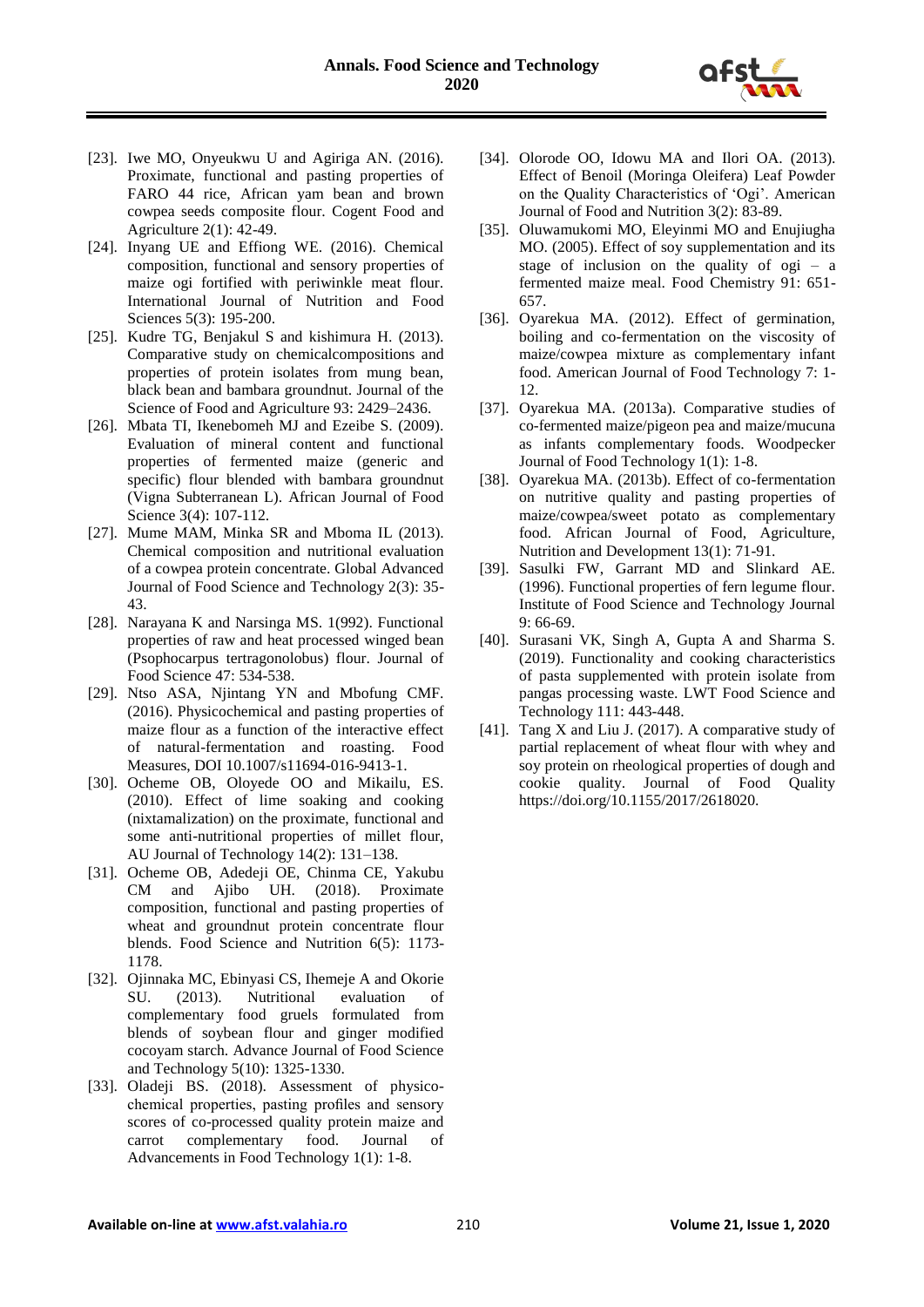[23]. Iwe MO, Onyeukwu U and Agiriga AN. (2016). Proximate, functional and pasting properties of FARO 44 rice, African yam bean and brown cowpea seeds composite flour. Cogent Food and Agriculture 2(1): 42-49.

[24]. Inyang UE and Effiong WE. (2016). Chemical composition, functional and sensory properties of maize ogi fortified with periwinkle meat flour. International Journal of Nutrition and Food Sciences 5(3): 195-200.

[25]. Kudre TG, Benjakul S and kishimura H. (2013). Comparative study on chemicalcompositions and properties of protein isolates from mung bean, black bean and bambara groundnut. Journal of the Science of Food and Agriculture 93: 2429–2436.

[26]. Mbata TI, Ikenebomeh MJ and Ezeibe S. (2009). Evaluation of mineral content and functional properties of fermented maize (generic and specific) flour blended with bambara groundnut (Vigna Subterranean L). African Journal of Food Science 3(4): 107-112.

[27]. Mume MAM, Minka SR and Mboma IL (2013). Chemical composition and nutritional evaluation of a cowpea protein concentrate. Global Advanced Journal of Food Science and Technology 2(3): 35-43.

[28]. Narayana K and Narsinga MS. 1(992). Functional properties of raw and heat processed winged bean (Psophocarpus tertragonolobus) flour. Journal of Food Science 47: 534-538.

[29]. Ntso ASA, Njintang YN and Mbofung CMF. (2016). Physicochemical and pasting properties of maize flour as a function of the interactive effect of natural-fermentation and roasting. Food Measures, DOI 10.1007/s11694-016-9413-1.

[30]. Ocheme OB, Oloyede OO and Mikailu, ES. (2010). Effect of lime soaking and cooking (nixtamalization) on the proximate, functional and some anti-nutritional properties of millet flour, AU Journal of Technology 14(2): 131–138.

[31]. Ocheme OB, Adedeji OE, Chinma CE, Yakubu CM and Ajibo UH. (2018). Proximate composition, functional and pasting properties of wheat and groundnut protein concentrate flour blends. Food Science and Nutrition 6(5): 1173-1178.

[32]. Ojinnaka MC, Ebinyasi CS, Ihemeje A and Okorie SU. (2013). Nutritional evaluation of complementary food gruels formulated from blends of soybean flour and ginger modified cocoyam starch. Advance Journal of Food Science and Technology 5(10): 1325-1330.

[33]. Oladeji BS. (2018). Assessment of physico-chemical properties, pasting profiles and sensory scores of co-processed quality protein maize and carrot complementary food. Journal of Advancements in Food Technology 1(1): 1-8.

[34]. Olorode OO, Idowu MA and Ilori OA. (2013). Effect of Benoil (Moringa Oleifera) Leaf Powder on the Quality Characteristics of 'Ogi'. American Journal of Food and Nutrition 3(2): 83-89.

[35]. Oluwamukomi MO, Eleyinmi MO and Enujiugha MO. (2005). Effect of soy supplementation and its stage of inclusion on the quality of ogi – a fermented maize meal. Food Chemistry 91: 651-657.

[36]. Oyarekua MA. (2012). Effect of germination, boiling and co-fermentation on the viscosity of maize/cowpea mixture as complementary infant food. American Journal of Food Technology 7: 1-12.

[37]. Oyarekua MA. (2013a). Comparative studies of co-fermented maize/pigeon pea and maize/mucuna as infants complementary foods. Woodpecker Journal of Food Technology 1(1): 1-8.

[38]. Oyarekua MA. (2013b). Effect of co-fermentation on nutritive quality and pasting properties of maize/cowpea/sweet potato as complementary food. African Journal of Food, Agriculture, Nutrition and Development 13(1): 71-91.

[39]. Sasulki FW, Garrant MD and Slinkard AE. (1996). Functional properties of fern legume flour. Institute of Food Science and Technology Journal 9: 66-69.

[40]. Surasani VK, Singh A, Gupta A and Sharma S. (2019). Functionality and cooking characteristics of pasta supplemented with protein isolate from pangas processing waste. LWT Food Science and Technology 111: 443-448.

[41]. Tang X and Liu J. (2017). A comparative study of partial replacement of wheat flour with whey and soy protein on rheological properties of dough and cookie quality. Journal of Food Quality https://doi.org/10.1155/2017/2618020.